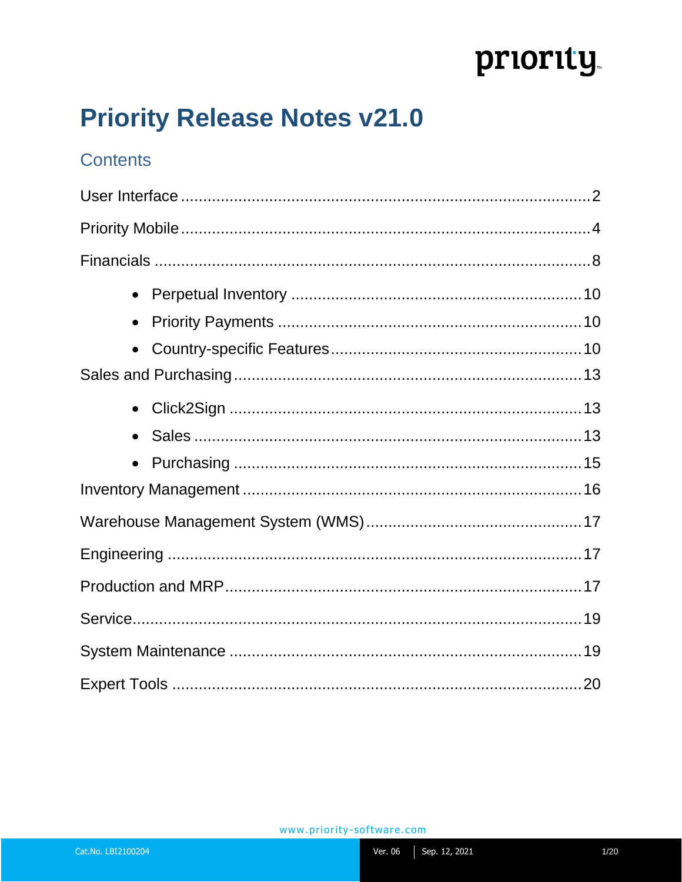# Priority Release Notes v21.0

## Contents

User Interface ........ 2

Priority Mobile ........ 4

Financials ........ 8

- Perpetual Inventory ........ 10
- Priority Payments ........ 10
- Country-specific Features ........ 10

Sales and Purchasing ........ 13

- Click2Sign ........ 13
- Sales ........ 13
- Purchasing ........ 15

Inventory Management ........ 16

Warehouse Management System (WMS) ........ 17

Engineering ........ 17

Production and MRP ........ 17

Service ........ 19

System Maintenance ........ 19

Expert Tools ........ 20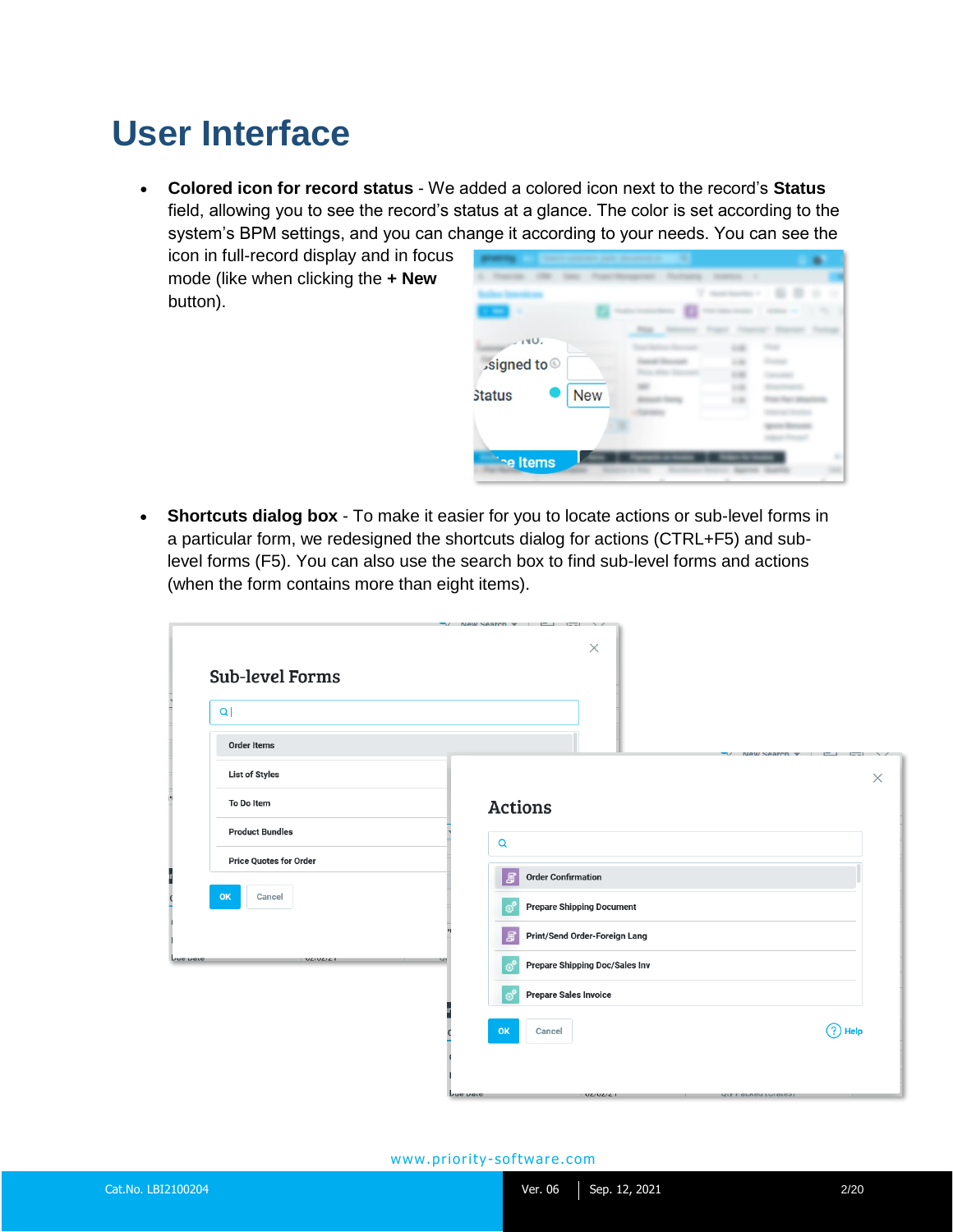# User Interface

- **Colored icon for record status** - We added a colored icon next to the record's **Status** field, allowing you to see the record's status at a glance. The color is set according to the system's BPM settings, and you can change it according to your needs. You can see the icon in full-record display and in focus mode (like when clicking the **+ New** button).

- **Shortcuts dialog box** - To make it easier for you to locate actions or sub-level forms in a particular form, we redesigned the shortcuts dialog for actions (CTRL+F5) and sub-level forms (F5). You can also use the search box to find sub-level forms and actions (when the form contains more than eight items).

www.priority-software.com

Cat.No. LBI2100204 | Ver. 06 | Sep. 12, 2021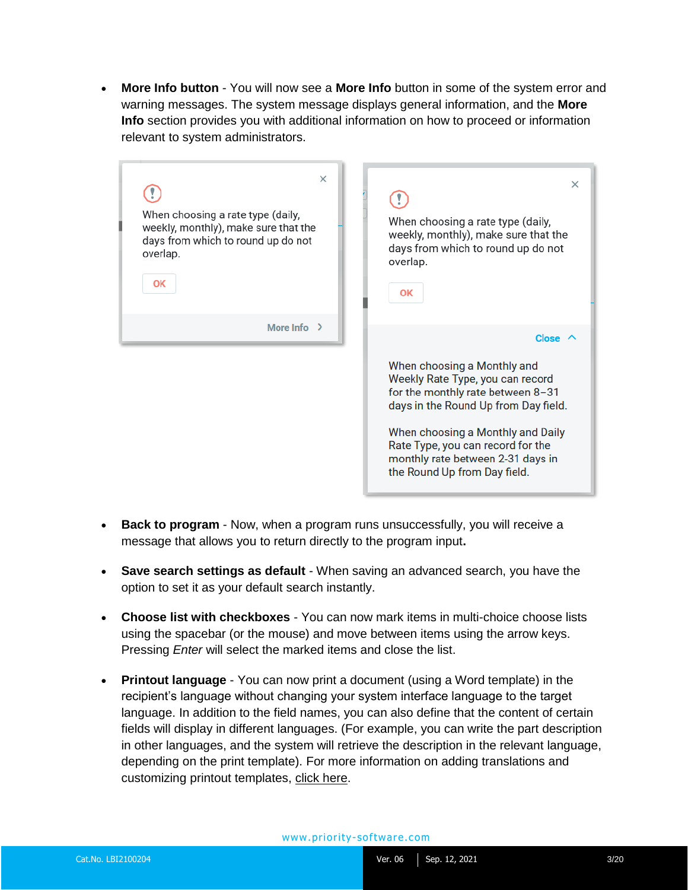- **More Info button** - You will now see a **More Info** button in some of the system error and warning messages. The system message displays general information, and the **More Info** section provides you with additional information on how to proceed or information relevant to system administrators.

- **Back to program** - Now, when a program runs unsuccessfully, you will receive a message that allows you to return directly to the program input**.**

- **Save search settings as default** - When saving an advanced search, you have the option to set it as your default search instantly.

- **Choose list with checkboxes** - You can now mark items in multi-choice choose lists using the spacebar (or the mouse) and move between items using the arrow keys. Pressing *Enter* will select the marked items and close the list.

- **Printout language** - You can now print a document (using a Word template) in the recipient's language without changing your system interface language to the target language. In addition to the field names, you can also define that the content of certain fields will display in different languages. (For example, you can write the part description in other languages, and the system will retrieve the description in the relevant language, depending on the print template). For more information on adding translations and customizing printout templates, click here.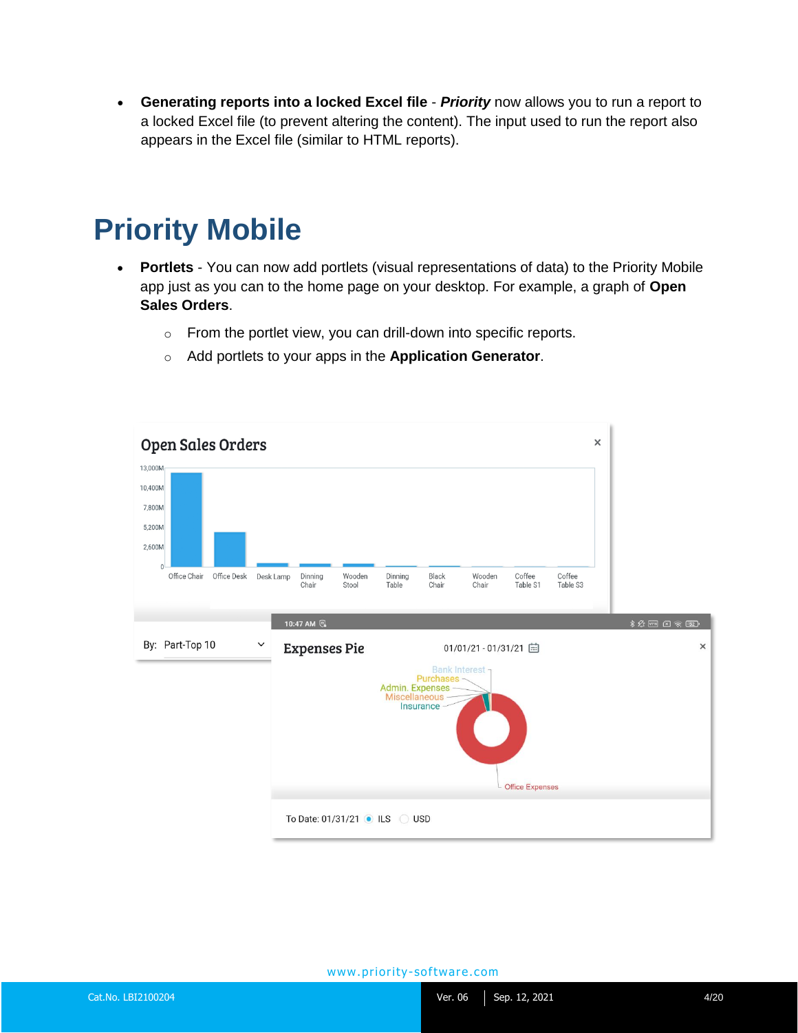- **Generating reports into a locked Excel file** - ***Priority*** now allows you to run a report to a locked Excel file (to prevent altering the content). The input used to run the report also appears in the Excel file (similar to HTML reports).

# Priority Mobile

- **Portlets** - You can now add portlets (visual representations of data) to the Priority Mobile app just as you can to the home page on your desktop. For example, a graph of **Open Sales Orders**.
  - From the portlet view, you can drill-down into specific reports.
  - Add portlets to your apps in the **Application Generator**.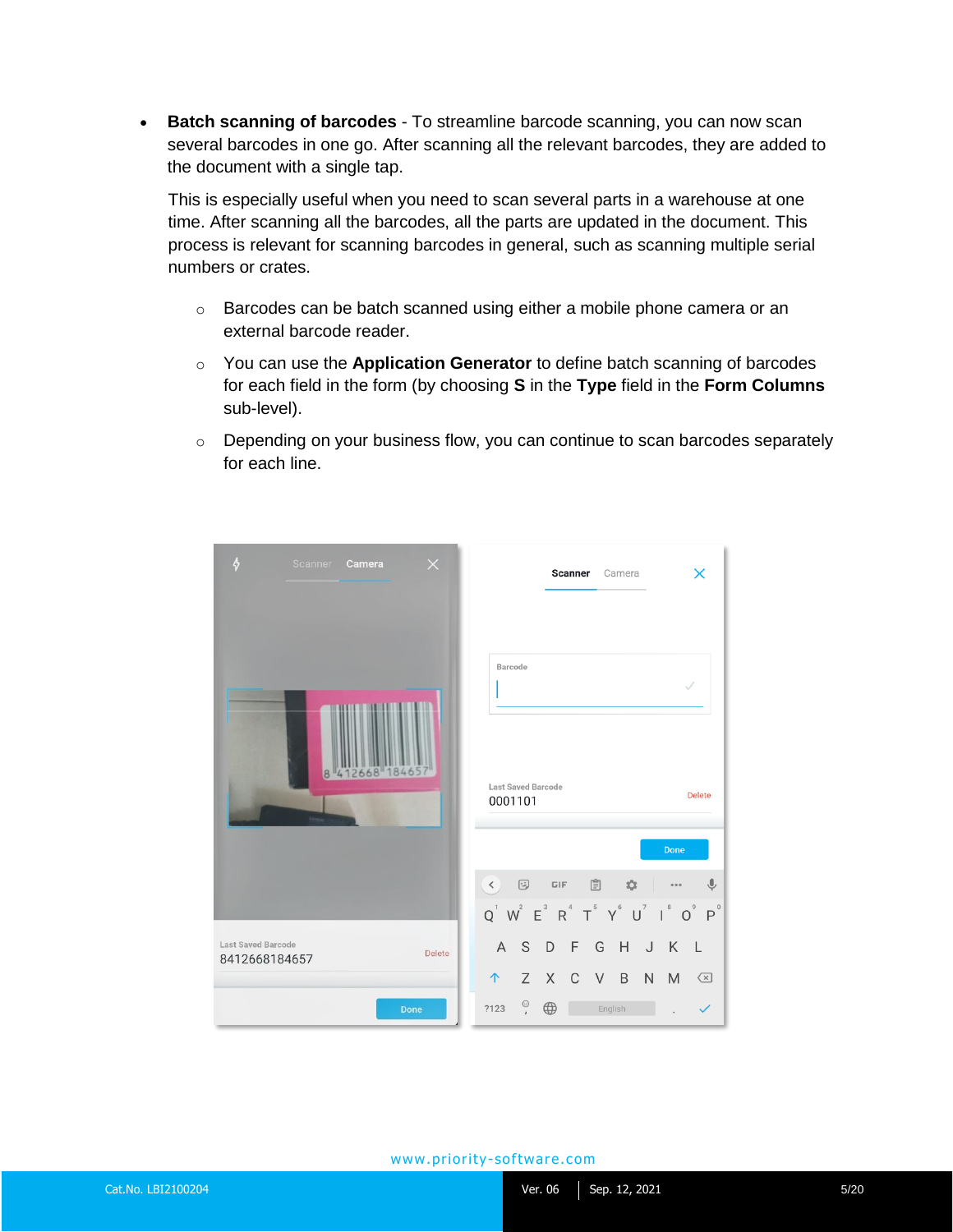- **Batch scanning of barcodes** - To streamline barcode scanning, you can now scan several barcodes in one go. After scanning all the relevant barcodes, they are added to the document with a single tap.

  This is especially useful when you need to scan several parts in a warehouse at one time. After scanning all the barcodes, all the parts are updated in the document. This process is relevant for scanning barcodes in general, such as scanning multiple serial numbers or crates.

  - Barcodes can be batch scanned using either a mobile phone camera or an external barcode reader.
  - You can use the **Application Generator** to define batch scanning of barcodes for each field in the form (by choosing **S** in the **Type** field in the **Form Columns** sub-level).
  - Depending on your business flow, you can continue to scan barcodes separately for each line.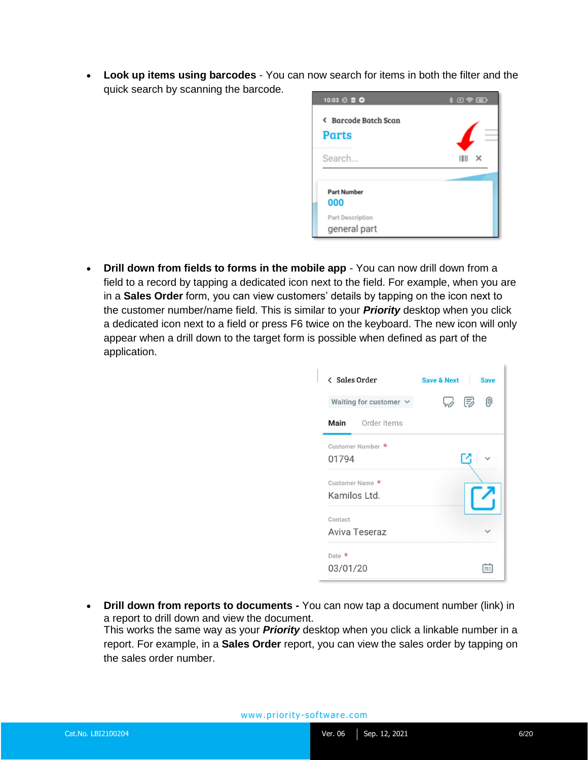- **Look up items using barcodes** - You can now search for items in both the filter and the quick search by scanning the barcode.

- **Drill down from fields to forms in the mobile app** - You can now drill down from a field to a record by tapping a dedicated icon next to the field. For example, when you are in a **Sales Order** form, you can view customers' details by tapping on the icon next to the customer number/name field. This is similar to your ***Priority*** desktop when you click a dedicated icon next to a field or press F6 twice on the keyboard. The new icon will only appear when a drill down to the target form is possible when defined as part of the application.

- **Drill down from reports to documents -** You can now tap a document number (link) in a report to drill down and view the document.
  This works the same way as your ***Priority*** desktop when you click a linkable number in a report. For example, in a **Sales Order** report, you can view the sales order by tapping on the sales order number.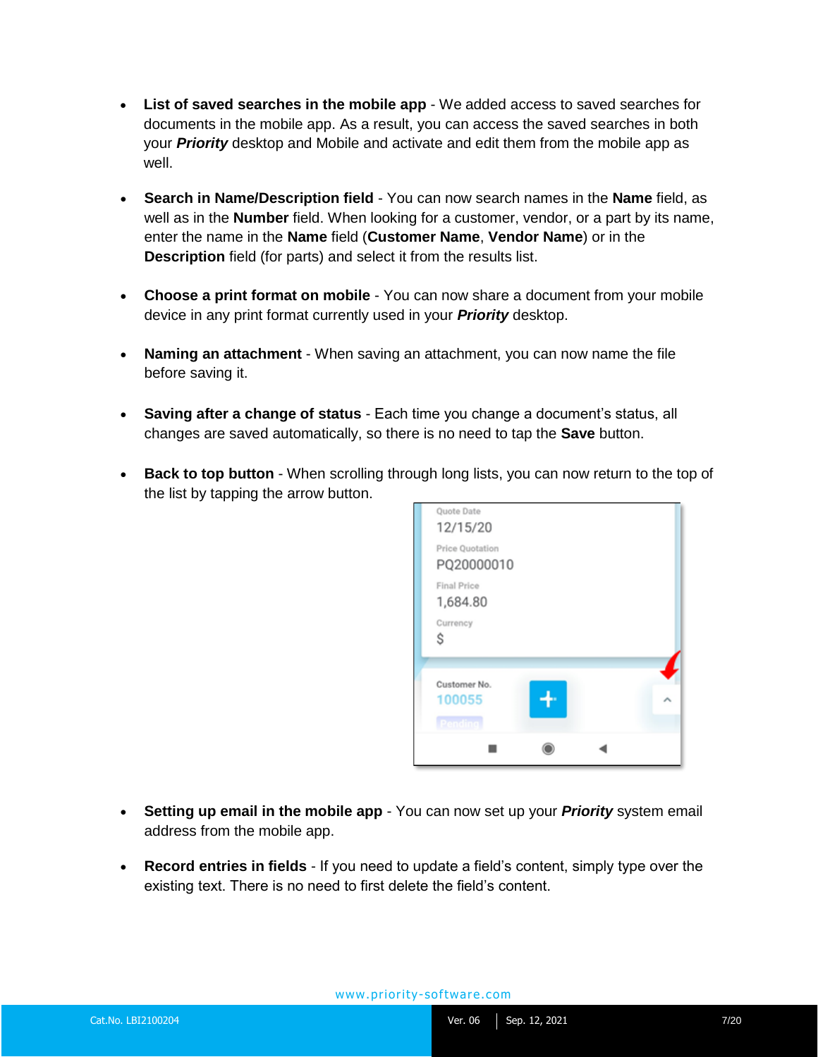- **List of saved searches in the mobile app** - We added access to saved searches for documents in the mobile app. As a result, you can access the saved searches in both your ***Priority*** desktop and Mobile and activate and edit them from the mobile app as well.

- **Search in Name/Description field** - You can now search names in the **Name** field, as well as in the **Number** field. When looking for a customer, vendor, or a part by its name, enter the name in the **Name** field (**Customer Name**, **Vendor Name**) or in the **Description** field (for parts) and select it from the results list.

- **Choose a print format on mobile** - You can now share a document from your mobile device in any print format currently used in your ***Priority*** desktop.

- **Naming an attachment** - When saving an attachment, you can now name the file before saving it.

- **Saving after a change of status** - Each time you change a document's status, all changes are saved automatically, so there is no need to tap the **Save** button.

- **Back to top button** - When scrolling through long lists, you can now return to the top of the list by tapping the arrow button.

- **Setting up email in the mobile app** - You can now set up your ***Priority*** system email address from the mobile app.

- **Record entries in fields** - If you need to update a field's content, simply type over the existing text. There is no need to first delete the field's content.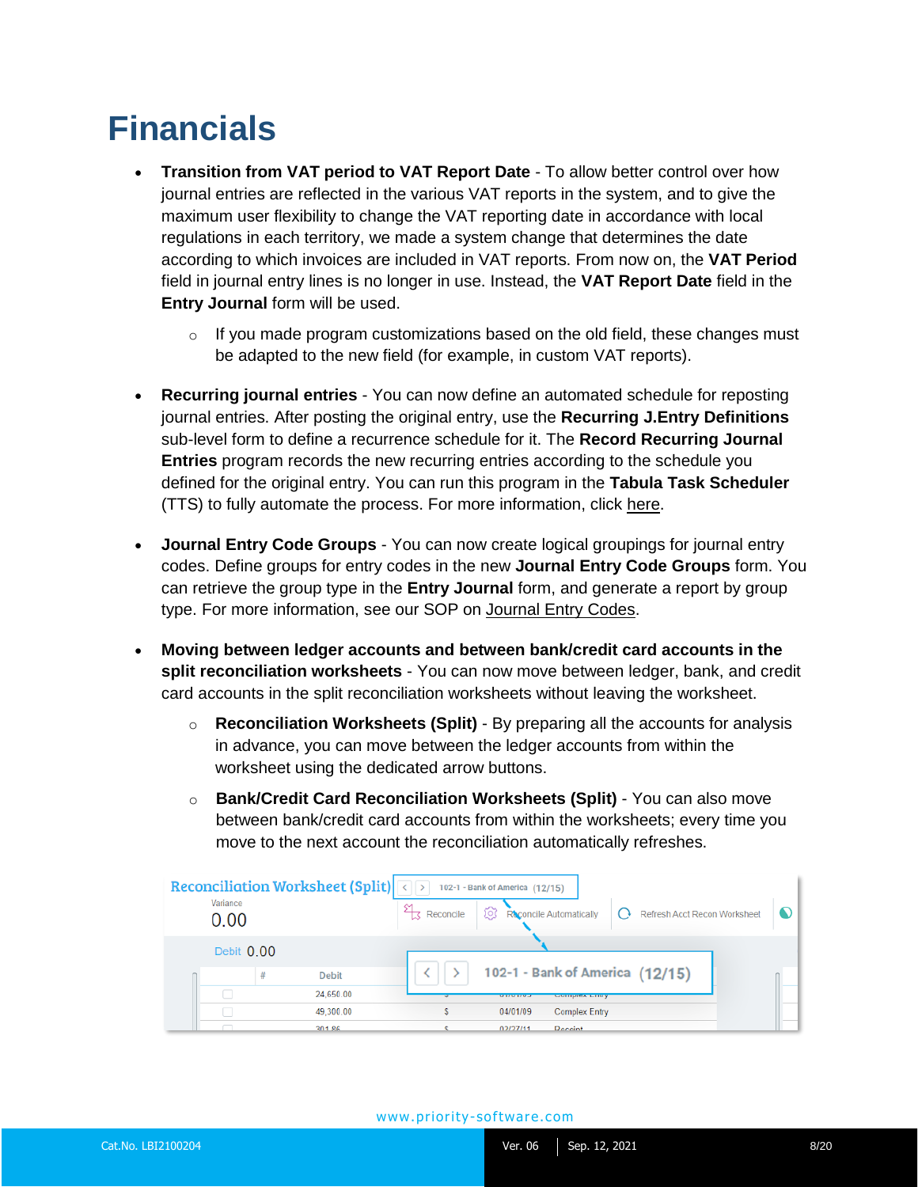# Financials

- **Transition from VAT period to VAT Report Date** - To allow better control over how journal entries are reflected in the various VAT reports in the system, and to give the maximum user flexibility to change the VAT reporting date in accordance with local regulations in each territory, we made a system change that determines the date according to which invoices are included in VAT reports. From now on, the **VAT Period** field in journal entry lines is no longer in use. Instead, the **VAT Report Date** field in the **Entry Journal** form will be used.
    - If you made program customizations based on the old field, these changes must be adapted to the new field (for example, in custom VAT reports).

- **Recurring journal entries** - You can now define an automated schedule for reposting journal entries. After posting the original entry, use the **Recurring J.Entry Definitions** sub-level form to define a recurrence schedule for it. The **Record Recurring Journal Entries** program records the new recurring entries according to the schedule you defined for the original entry. You can run this program in the **Tabula Task Scheduler** (TTS) to fully automate the process. For more information, click here.

- **Journal Entry Code Groups** - You can now create logical groupings for journal entry codes. Define groups for entry codes in the new **Journal Entry Code Groups** form. You can retrieve the group type in the **Entry Journal** form, and generate a report by group type. For more information, see our SOP on Journal Entry Codes.

- **Moving between ledger accounts and between bank/credit card accounts in the split reconciliation worksheets** - You can now move between ledger, bank, and credit card accounts in the split reconciliation worksheets without leaving the worksheet.
    - **Reconciliation Worksheets (Split)** - By preparing all the accounts for analysis in advance, you can move between the ledger accounts from within the worksheet using the dedicated arrow buttons.
    - **Bank/Credit Card Reconciliation Worksheets (Split)** - You can also move between bank/credit card accounts from within the worksheets; every time you move to the next account the reconciliation automatically refreshes.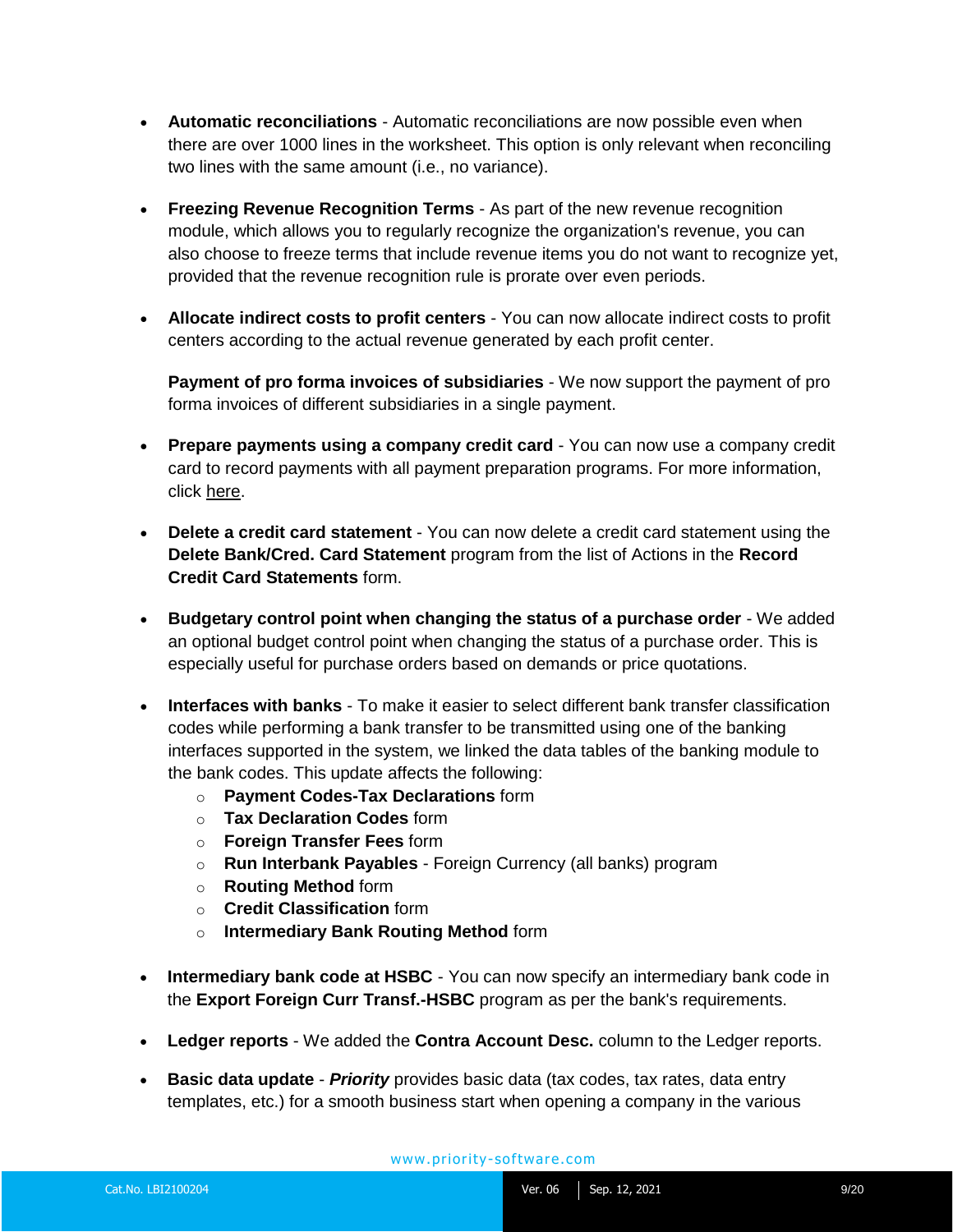- **Automatic reconciliations** - Automatic reconciliations are now possible even when there are over 1000 lines in the worksheet. This option is only relevant when reconciling two lines with the same amount (i.e., no variance).

- **Freezing Revenue Recognition Terms** - As part of the new revenue recognition module, which allows you to regularly recognize the organization's revenue, you can also choose to freeze terms that include revenue items you do not want to recognize yet, provided that the revenue recognition rule is prorate over even periods.

- **Allocate indirect costs to profit centers** - You can now allocate indirect costs to profit centers according to the actual revenue generated by each profit center.

  **Payment of pro forma invoices of subsidiaries** - We now support the payment of pro forma invoices of different subsidiaries in a single payment.

- **Prepare payments using a company credit card** - You can now use a company credit card to record payments with all payment preparation programs. For more information, click here.

- **Delete a credit card statement** - You can now delete a credit card statement using the **Delete Bank/Cred. Card Statement** program from the list of Actions in the **Record Credit Card Statements** form.

- **Budgetary control point when changing the status of a purchase order** - We added an optional budget control point when changing the status of a purchase order. This is especially useful for purchase orders based on demands or price quotations.

- **Interfaces with banks** - To make it easier to select different bank transfer classification codes while performing a bank transfer to be transmitted using one of the banking interfaces supported in the system, we linked the data tables of the banking module to the bank codes. This update affects the following:
  - **Payment Codes-Tax Declarations** form
  - **Tax Declaration Codes** form
  - **Foreign Transfer Fees** form
  - **Run Interbank Payables** - Foreign Currency (all banks) program
  - **Routing Method** form
  - **Credit Classification** form
  - **Intermediary Bank Routing Method** form

- **Intermediary bank code at HSBC** - You can now specify an intermediary bank code in the **Export Foreign Curr Transf.-HSBC** program as per the bank's requirements.

- **Ledger reports** - We added the **Contra Account Desc.** column to the Ledger reports.

- **Basic data update** - ***Priority*** provides basic data (tax codes, tax rates, data entry templates, etc.) for a smooth business start when opening a company in the various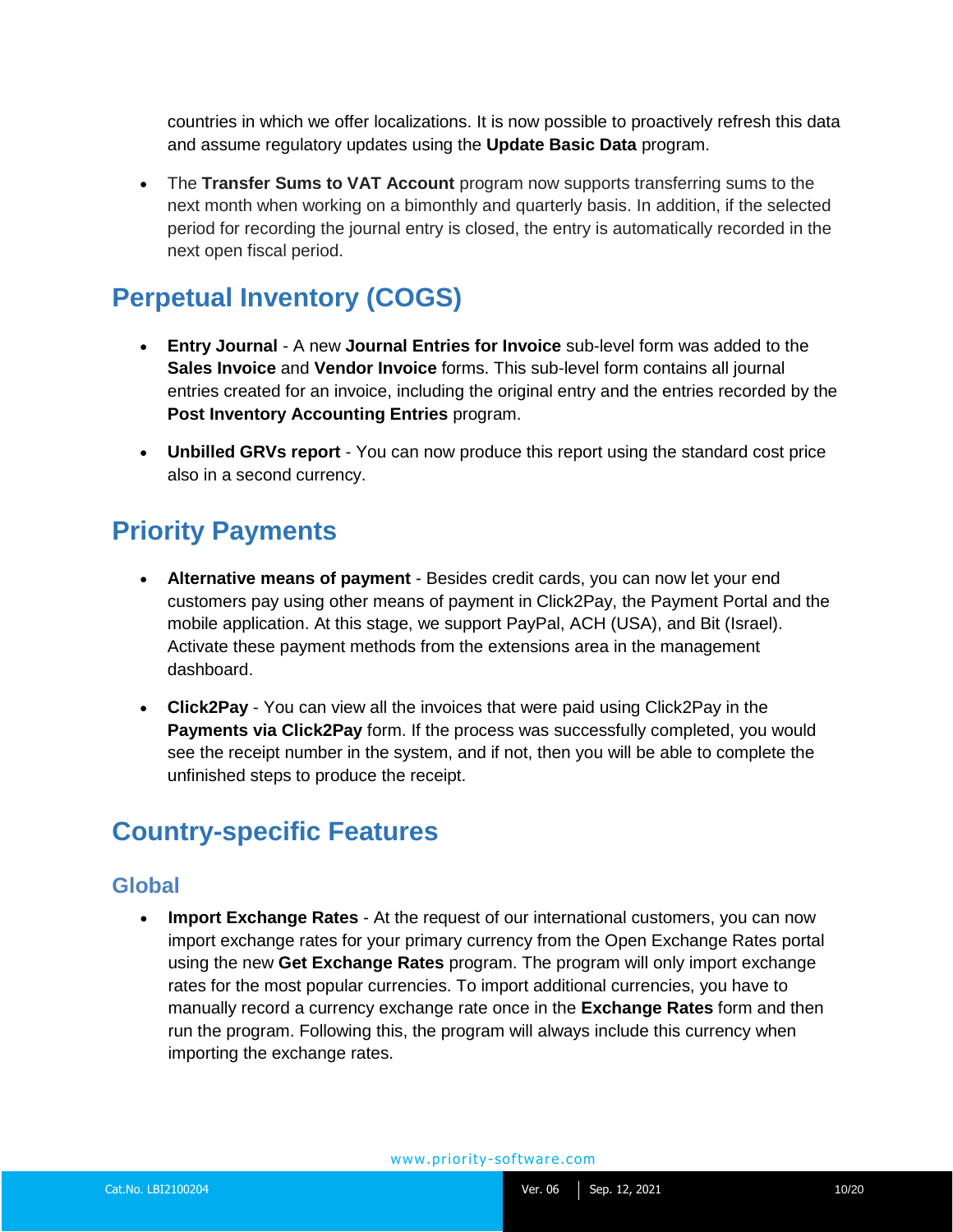countries in which we offer localizations. It is now possible to proactively refresh this data and assume regulatory updates using the **Update Basic Data** program.

- The **Transfer Sums to VAT Account** program now supports transferring sums to the next month when working on a bimonthly and quarterly basis. In addition, if the selected period for recording the journal entry is closed, the entry is automatically recorded in the next open fiscal period.

## Perpetual Inventory (COGS)

- **Entry Journal** - A new **Journal Entries for Invoice** sub-level form was added to the **Sales Invoice** and **Vendor Invoice** forms. This sub-level form contains all journal entries created for an invoice, including the original entry and the entries recorded by the **Post Inventory Accounting Entries** program.
- **Unbilled GRVs report** - You can now produce this report using the standard cost price also in a second currency.

## Priority Payments

- **Alternative means of payment** - Besides credit cards, you can now let your end customers pay using other means of payment in Click2Pay, the Payment Portal and the mobile application. At this stage, we support PayPal, ACH (USA), and Bit (Israel). Activate these payment methods from the extensions area in the management dashboard.
- **Click2Pay** - You can view all the invoices that were paid using Click2Pay in the **Payments via Click2Pay** form. If the process was successfully completed, you would see the receipt number in the system, and if not, then you will be able to complete the unfinished steps to produce the receipt.

## Country-specific Features

### Global

- **Import Exchange Rates** - At the request of our international customers, you can now import exchange rates for your primary currency from the Open Exchange Rates portal using the new **Get Exchange Rates** program. The program will only import exchange rates for the most popular currencies. To import additional currencies, you have to manually record a currency exchange rate once in the **Exchange Rates** form and then run the program. Following this, the program will always include this currency when importing the exchange rates.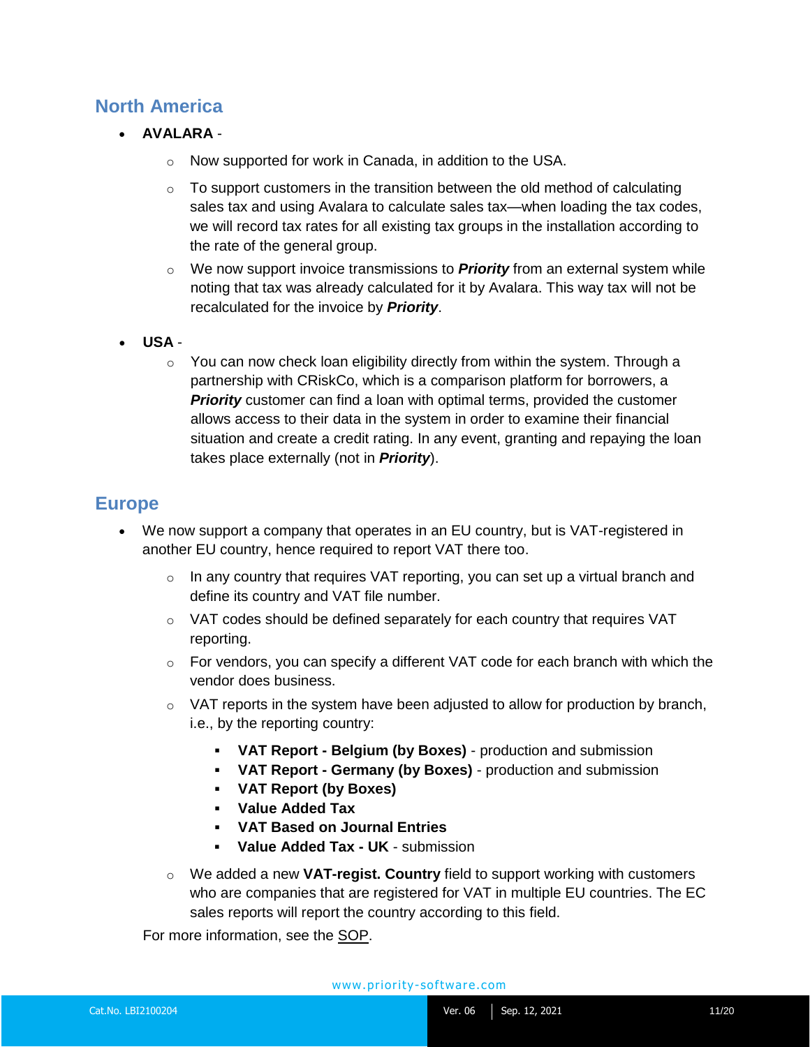## North America

- **AVALARA** -
    - Now supported for work in Canada, in addition to the USA.
    - To support customers in the transition between the old method of calculating sales tax and using Avalara to calculate sales tax—when loading the tax codes, we will record tax rates for all existing tax groups in the installation according to the rate of the general group.
    - We now support invoice transmissions to ***Priority*** from an external system while noting that tax was already calculated for it by Avalara. This way tax will not be recalculated for the invoice by ***Priority***.

- **USA** -
    - You can now check loan eligibility directly from within the system. Through a partnership with CRiskCo, which is a comparison platform for borrowers, a ***Priority*** customer can find a loan with optimal terms, provided the customer allows access to their data in the system in order to examine their financial situation and create a credit rating. In any event, granting and repaying the loan takes place externally (not in ***Priority***).

## Europe

- We now support a company that operates in an EU country, but is VAT-registered in another EU country, hence required to report VAT there too.
    - In any country that requires VAT reporting, you can set up a virtual branch and define its country and VAT file number.
    - VAT codes should be defined separately for each country that requires VAT reporting.
    - For vendors, you can specify a different VAT code for each branch with which the vendor does business.
    - VAT reports in the system have been adjusted to allow for production by branch, i.e., by the reporting country:
        - **VAT Report - Belgium (by Boxes)** - production and submission
        - **VAT Report - Germany (by Boxes)** - production and submission
        - **VAT Report (by Boxes)**
        - **Value Added Tax**
        - **VAT Based on Journal Entries**
        - **Value Added Tax - UK** - submission
    - We added a new **VAT-regist. Country** field to support working with customers who are companies that are registered for VAT in multiple EU countries. The EC sales reports will report the country according to this field.

  For more information, see the SOP.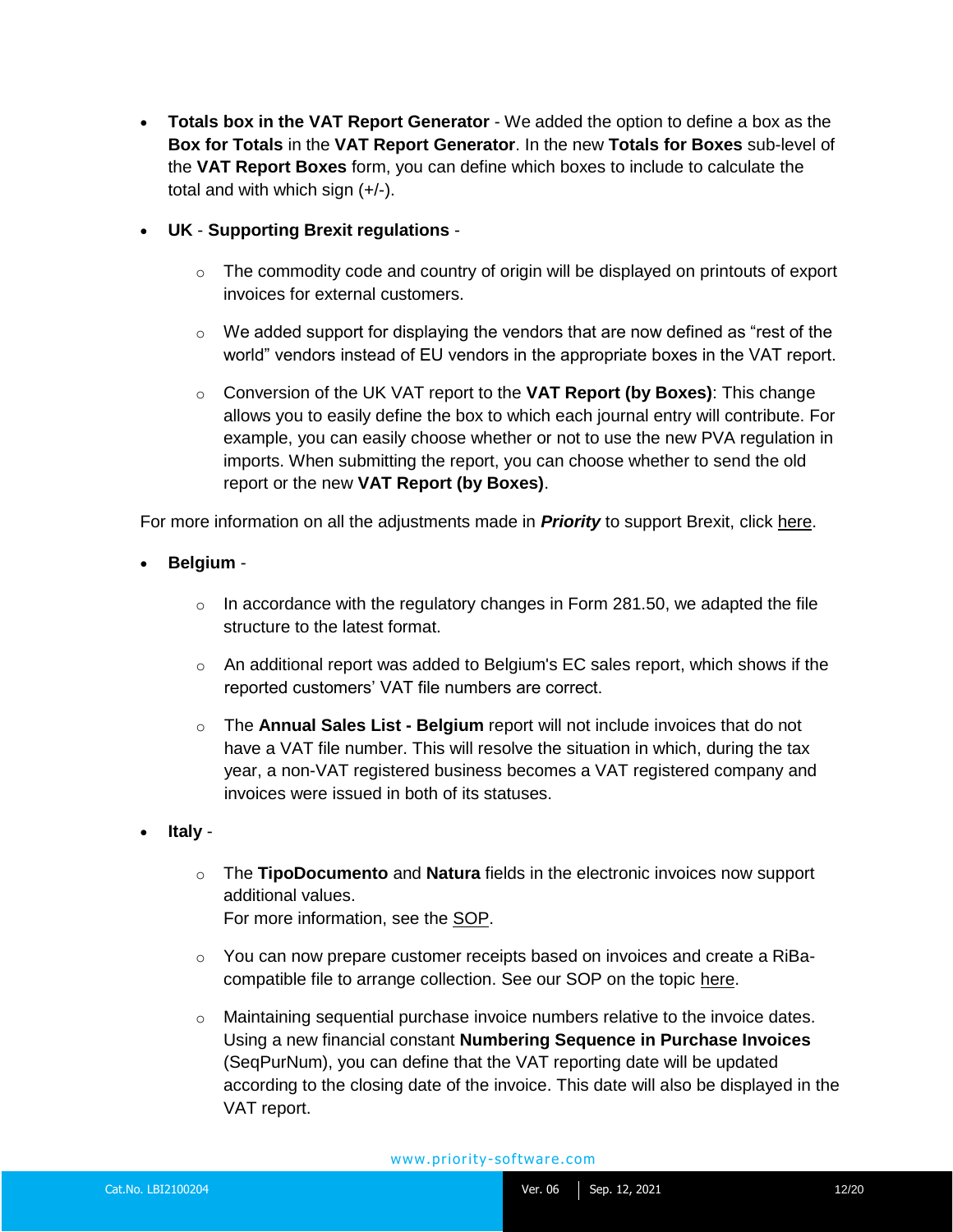- **Totals box in the VAT Report Generator** - We added the option to define a box as the **Box for Totals** in the **VAT Report Generator**. In the new **Totals for Boxes** sub-level of the **VAT Report Boxes** form, you can define which boxes to include to calculate the total and with which sign (+/-).

- **UK** - **Supporting Brexit regulations** -

  - The commodity code and country of origin will be displayed on printouts of export invoices for external customers.

  - We added support for displaying the vendors that are now defined as "rest of the world" vendors instead of EU vendors in the appropriate boxes in the VAT report.

  - Conversion of the UK VAT report to the **VAT Report (by Boxes)**: This change allows you to easily define the box to which each journal entry will contribute. For example, you can easily choose whether or not to use the new PVA regulation in imports. When submitting the report, you can choose whether to send the old report or the new **VAT Report (by Boxes)**.

For more information on all the adjustments made in ***Priority*** to support Brexit, click here.

- **Belgium** -

  - In accordance with the regulatory changes in Form 281.50, we adapted the file structure to the latest format.

  - An additional report was added to Belgium's EC sales report, which shows if the reported customers' VAT file numbers are correct.

  - The **Annual Sales List - Belgium** report will not include invoices that do not have a VAT file number. This will resolve the situation in which, during the tax year, a non-VAT registered business becomes a VAT registered company and invoices were issued in both of its statuses.

- **Italy** -

  - The **TipoDocumento** and **Natura** fields in the electronic invoices now support additional values.
    For more information, see the SOP.

  - You can now prepare customer receipts based on invoices and create a RiBa-compatible file to arrange collection. See our SOP on the topic here.

  - Maintaining sequential purchase invoice numbers relative to the invoice dates. Using a new financial constant **Numbering Sequence in Purchase Invoices** (SeqPurNum), you can define that the VAT reporting date will be updated according to the closing date of the invoice. This date will also be displayed in the VAT report.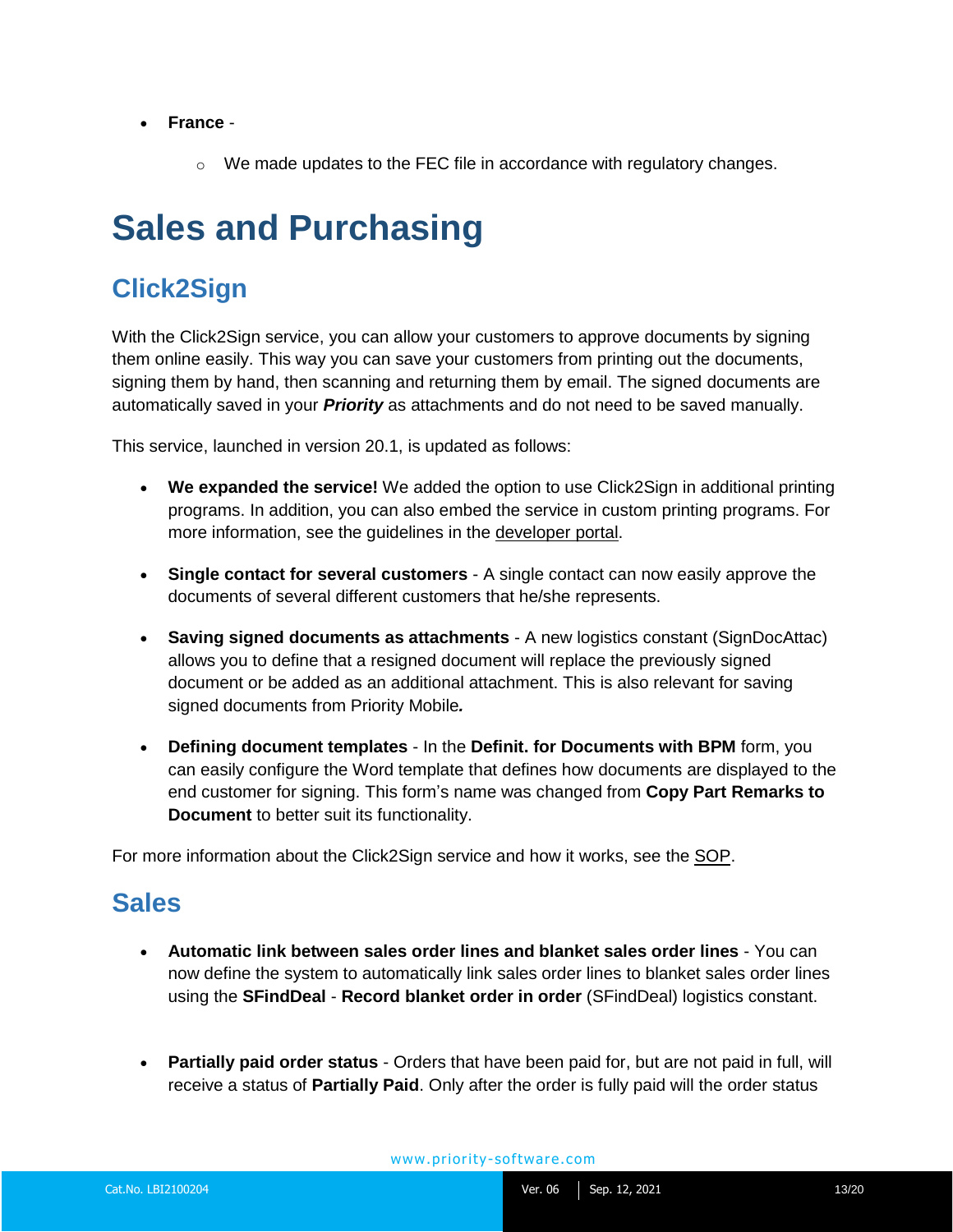- **France** -
  - We made updates to the FEC file in accordance with regulatory changes.

# Sales and Purchasing

## Click2Sign

With the Click2Sign service, you can allow your customers to approve documents by signing them online easily. This way you can save your customers from printing out the documents, signing them by hand, then scanning and returning them by email. The signed documents are automatically saved in your ***Priority*** as attachments and do not need to be saved manually.

This service, launched in version 20.1, is updated as follows:

- **We expanded the service!** We added the option to use Click2Sign in additional printing programs. In addition, you can also embed the service in custom printing programs. For more information, see the guidelines in the developer portal.

- **Single contact for several customers** - A single contact can now easily approve the documents of several different customers that he/she represents.

- **Saving signed documents as attachments** - A new logistics constant (SignDocAttac) allows you to define that a resigned document will replace the previously signed document or be added as an additional attachment. This is also relevant for saving signed documents from Priority Mobile***.***

- **Defining document templates** - In the **Definit. for Documents with BPM** form, you can easily configure the Word template that defines how documents are displayed to the end customer for signing. This form's name was changed from **Copy Part Remarks to Document** to better suit its functionality.

For more information about the Click2Sign service and how it works, see the SOP.

## Sales

- **Automatic link between sales order lines and blanket sales order lines** - You can now define the system to automatically link sales order lines to blanket sales order lines using the **SFindDeal** - **Record blanket order in order** (SFindDeal) logistics constant.

- **Partially paid order status** - Orders that have been paid for, but are not paid in full, will receive a status of **Partially Paid**. Only after the order is fully paid will the order status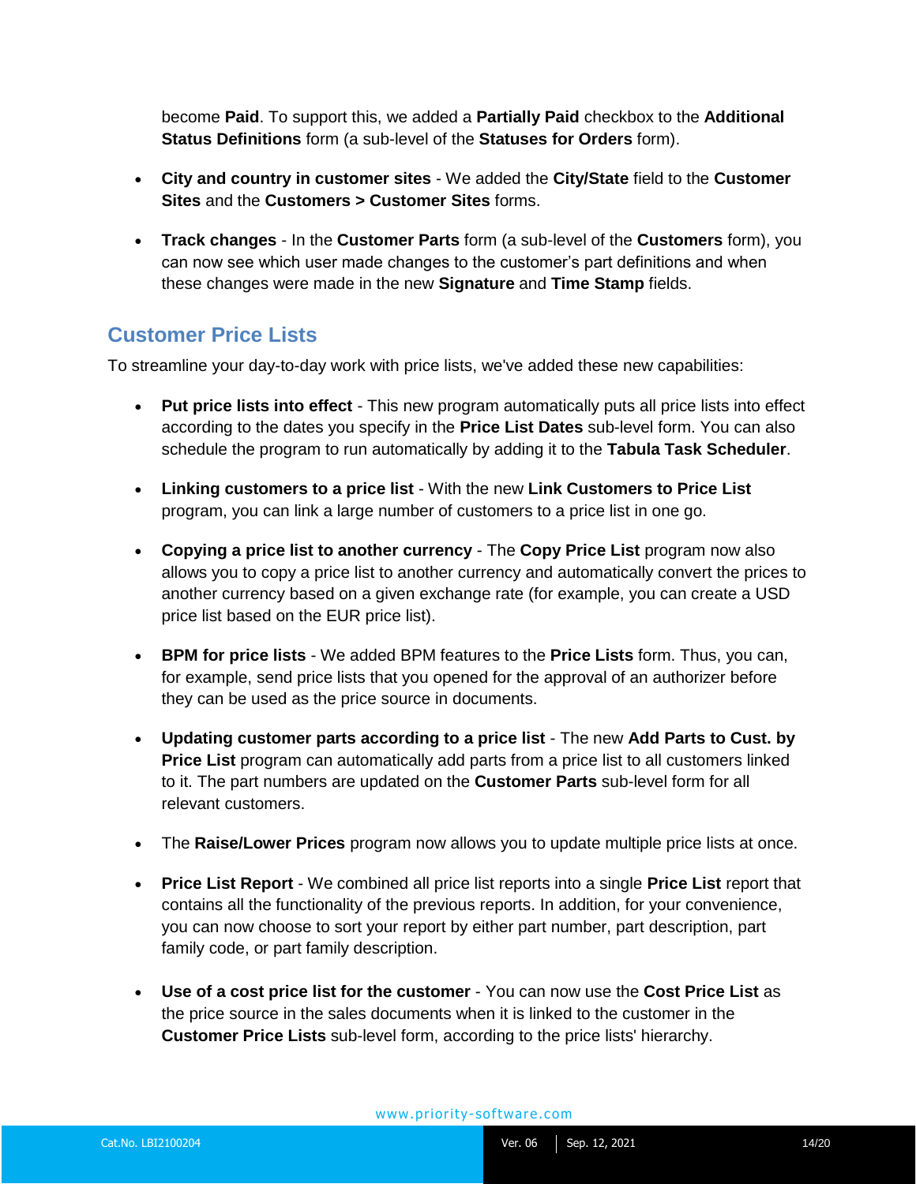become **Paid**. To support this, we added a **Partially Paid** checkbox to the **Additional Status Definitions** form (a sub-level of the **Statuses for Orders** form).

- **City and country in customer sites** - We added the **City/State** field to the **Customer Sites** and the **Customers > Customer Sites** forms.
- **Track changes** - In the **Customer Parts** form (a sub-level of the **Customers** form), you can now see which user made changes to the customer's part definitions and when these changes were made in the new **Signature** and **Time Stamp** fields.

## Customer Price Lists

To streamline your day-to-day work with price lists, we've added these new capabilities:

- **Put price lists into effect** - This new program automatically puts all price lists into effect according to the dates you specify in the **Price List Dates** sub-level form. You can also schedule the program to run automatically by adding it to the **Tabula Task Scheduler**.
- **Linking customers to a price list** - With the new **Link Customers to Price List** program, you can link a large number of customers to a price list in one go.
- **Copying a price list to another currency** - The **Copy Price List** program now also allows you to copy a price list to another currency and automatically convert the prices to another currency based on a given exchange rate (for example, you can create a USD price list based on the EUR price list).
- **BPM for price lists** - We added BPM features to the **Price Lists** form. Thus, you can, for example, send price lists that you opened for the approval of an authorizer before they can be used as the price source in documents.
- **Updating customer parts according to a price list** - The new **Add Parts to Cust. by Price List** program can automatically add parts from a price list to all customers linked to it. The part numbers are updated on the **Customer Parts** sub-level form for all relevant customers.
- The **Raise/Lower Prices** program now allows you to update multiple price lists at once.
- **Price List Report** - We combined all price list reports into a single **Price List** report that contains all the functionality of the previous reports. In addition, for your convenience, you can now choose to sort your report by either part number, part description, part family code, or part family description.
- **Use of a cost price list for the customer** - You can now use the **Cost Price List** as the price source in the sales documents when it is linked to the customer in the **Customer Price Lists** sub-level form, according to the price lists' hierarchy.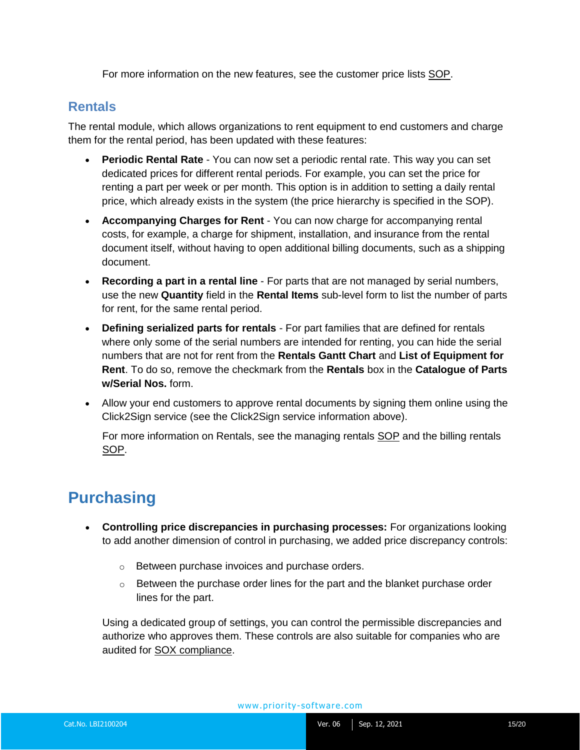For more information on the new features, see the customer price lists SOP.

## Rentals

The rental module, which allows organizations to rent equipment to end customers and charge them for the rental period, has been updated with these features:

- **Periodic Rental Rate** - You can now set a periodic rental rate. This way you can set dedicated prices for different rental periods. For example, you can set the price for renting a part per week or per month. This option is in addition to setting a daily rental price, which already exists in the system (the price hierarchy is specified in the SOP).
- **Accompanying Charges for Rent** - You can now charge for accompanying rental costs, for example, a charge for shipment, installation, and insurance from the rental document itself, without having to open additional billing documents, such as a shipping document.
- **Recording a part in a rental line** - For parts that are not managed by serial numbers, use the new **Quantity** field in the **Rental Items** sub-level form to list the number of parts for rent, for the same rental period.
- **Defining serialized parts for rentals** - For part families that are defined for rentals where only some of the serial numbers are intended for renting, you can hide the serial numbers that are not for rent from the **Rentals Gantt Chart** and **List of Equipment for Rent**. To do so, remove the checkmark from the **Rentals** box in the **Catalogue of Parts w/Serial Nos.** form.
- Allow your end customers to approve rental documents by signing them online using the Click2Sign service (see the Click2Sign service information above).

  For more information on Rentals, see the managing rentals SOP and the billing rentals SOP.

# Purchasing

- **Controlling price discrepancies in purchasing processes:** For organizations looking to add another dimension of control in purchasing, we added price discrepancy controls:
  - Between purchase invoices and purchase orders.
  - Between the purchase order lines for the part and the blanket purchase order lines for the part.

  Using a dedicated group of settings, you can control the permissible discrepancies and authorize who approves them. These controls are also suitable for companies who are audited for SOX compliance.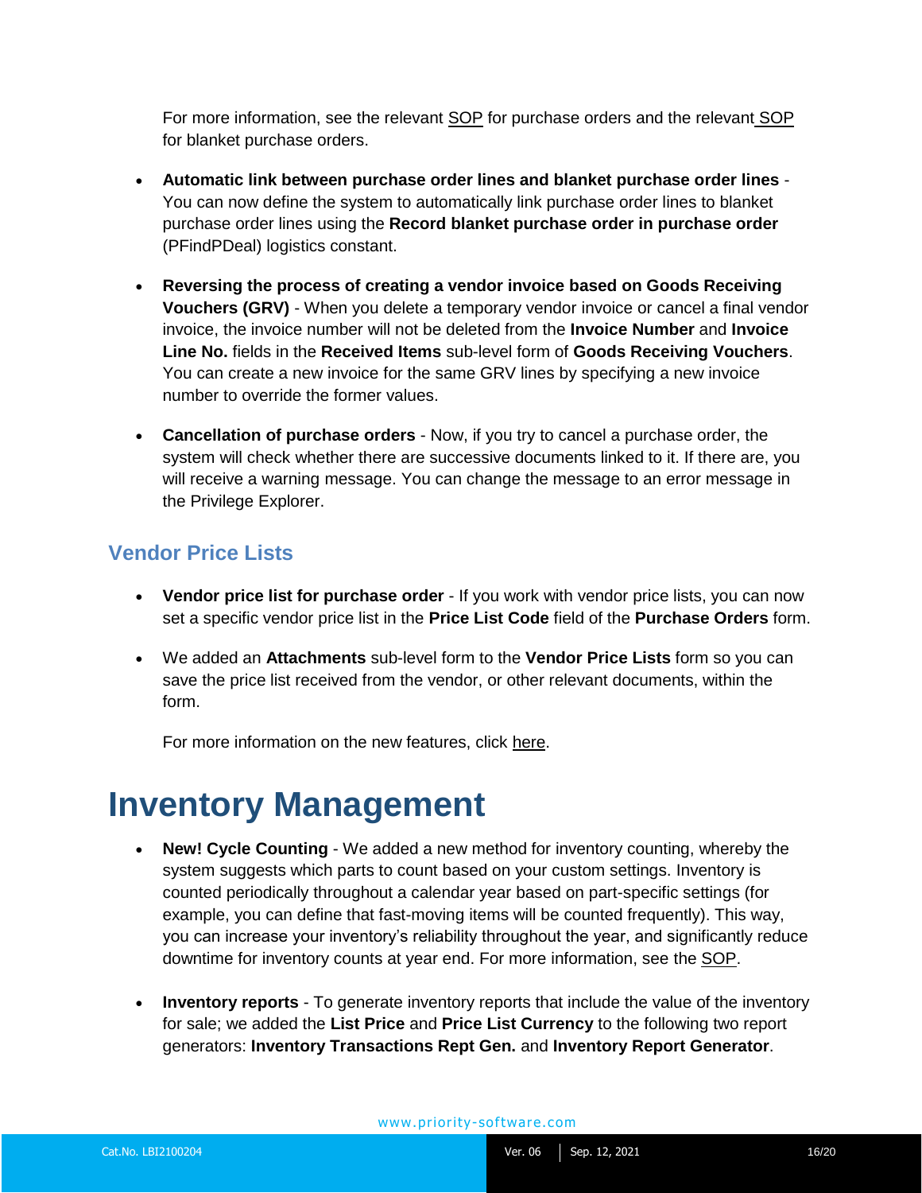For more information, see the relevant SOP for purchase orders and the relevant SOP for blanket purchase orders.

- **Automatic link between purchase order lines and blanket purchase order lines** - You can now define the system to automatically link purchase order lines to blanket purchase order lines using the **Record blanket purchase order in purchase order** (PFindPDeal) logistics constant.

- **Reversing the process of creating a vendor invoice based on Goods Receiving Vouchers (GRV)** - When you delete a temporary vendor invoice or cancel a final vendor invoice, the invoice number will not be deleted from the **Invoice Number** and **Invoice Line No.** fields in the **Received Items** sub-level form of **Goods Receiving Vouchers**. You can create a new invoice for the same GRV lines by specifying a new invoice number to override the former values.

- **Cancellation of purchase orders** - Now, if you try to cancel a purchase order, the system will check whether there are successive documents linked to it. If there are, you will receive a warning message. You can change the message to an error message in the Privilege Explorer.

## Vendor Price Lists

- **Vendor price list for purchase order** - If you work with vendor price lists, you can now set a specific vendor price list in the **Price List Code** field of the **Purchase Orders** form.

- We added an **Attachments** sub-level form to the **Vendor Price Lists** form so you can save the price list received from the vendor, or other relevant documents, within the form.

  For more information on the new features, click here.

# Inventory Management

- **New! Cycle Counting** - We added a new method for inventory counting, whereby the system suggests which parts to count based on your custom settings. Inventory is counted periodically throughout a calendar year based on part-specific settings (for example, you can define that fast-moving items will be counted frequently). This way, you can increase your inventory's reliability throughout the year, and significantly reduce downtime for inventory counts at year end. For more information, see the SOP.

- **Inventory reports** - To generate inventory reports that include the value of the inventory for sale; we added the **List Price** and **Price List Currency** to the following two report generators: **Inventory Transactions Rept Gen.** and **Inventory Report Generator**.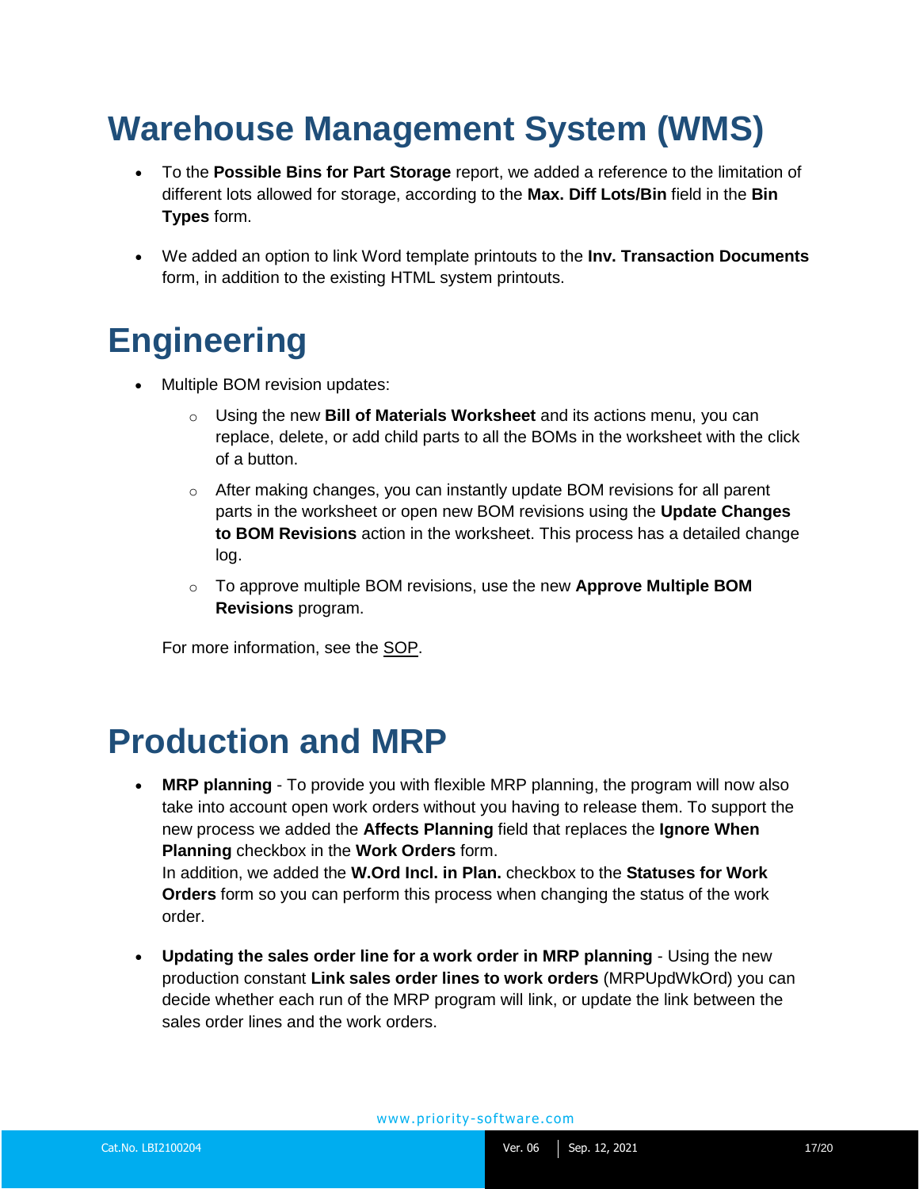# Warehouse Management System (WMS)

- To the **Possible Bins for Part Storage** report, we added a reference to the limitation of different lots allowed for storage, according to the **Max. Diff Lots/Bin** field in the **Bin Types** form.
- We added an option to link Word template printouts to the **Inv. Transaction Documents** form, in addition to the existing HTML system printouts.

# Engineering

- Multiple BOM revision updates:
  - Using the new **Bill of Materials Worksheet** and its actions menu, you can replace, delete, or add child parts to all the BOMs in the worksheet with the click of a button.
  - After making changes, you can instantly update BOM revisions for all parent parts in the worksheet or open new BOM revisions using the **Update Changes to BOM Revisions** action in the worksheet. This process has a detailed change log.
  - To approve multiple BOM revisions, use the new **Approve Multiple BOM Revisions** program.

  For more information, see the SOP.

# Production and MRP

- **MRP planning** - To provide you with flexible MRP planning, the program will now also take into account open work orders without you having to release them. To support the new process we added the **Affects Planning** field that replaces the **Ignore When Planning** checkbox in the **Work Orders** form.
  In addition, we added the **W.Ord Incl. in Plan.** checkbox to the **Statuses for Work Orders** form so you can perform this process when changing the status of the work order.
- **Updating the sales order line for a work order in MRP planning** - Using the new production constant **Link sales order lines to work orders** (MRPUpdWkOrd) you can decide whether each run of the MRP program will link, or update the link between the sales order lines and the work orders.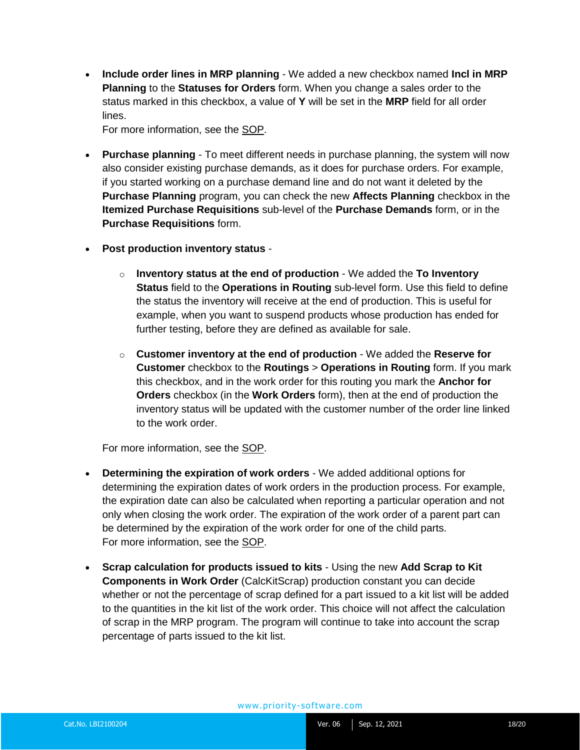- **Include order lines in MRP planning** - We added a new checkbox named **Incl in MRP Planning** to the **Statuses for Orders** form. When you change a sales order to the status marked in this checkbox, a value of **Y** will be set in the **MRP** field for all order lines.
  For more information, see the SOP.

- **Purchase planning** - To meet different needs in purchase planning, the system will now also consider existing purchase demands, as it does for purchase orders. For example, if you started working on a purchase demand line and do not want it deleted by the **Purchase Planning** program, you can check the new **Affects Planning** checkbox in the **Itemized Purchase Requisitions** sub-level of the **Purchase Demands** form, or in the **Purchase Requisitions** form.

- **Post production inventory status** -

  - **Inventory status at the end of production** - We added the **To Inventory Status** field to the **Operations in Routing** sub-level form. Use this field to define the status the inventory will receive at the end of production. This is useful for example, when you want to suspend products whose production has ended for further testing, before they are defined as available for sale.

  - **Customer inventory at the end of production** - We added the **Reserve for Customer** checkbox to the **Routings** > **Operations in Routing** form. If you mark this checkbox, and in the work order for this routing you mark the **Anchor for Orders** checkbox (in the **Work Orders** form), then at the end of production the inventory status will be updated with the customer number of the order line linked to the work order.

  For more information, see the SOP.

- **Determining the expiration of work orders** - We added additional options for determining the expiration dates of work orders in the production process. For example, the expiration date can also be calculated when reporting a particular operation and not only when closing the work order. The expiration of the work order of a parent part can be determined by the expiration of the work order for one of the child parts.
  For more information, see the SOP.

- **Scrap calculation for products issued to kits** - Using the new **Add Scrap to Kit Components in Work Order** (CalcKitScrap) production constant you can decide whether or not the percentage of scrap defined for a part issued to a kit list will be added to the quantities in the kit list of the work order. This choice will not affect the calculation of scrap in the MRP program. The program will continue to take into account the scrap percentage of parts issued to the kit list.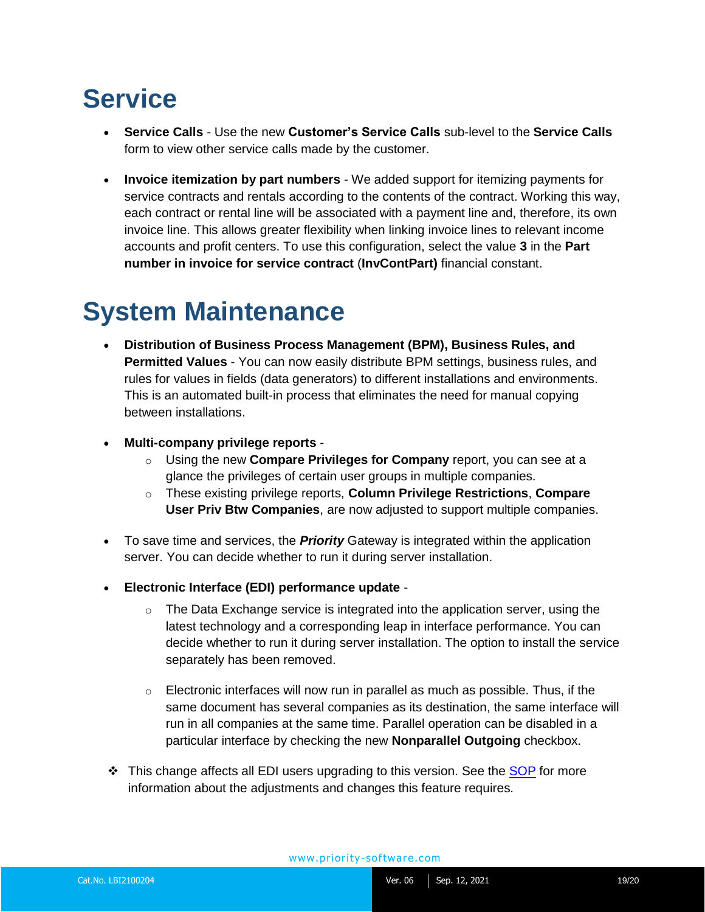# Service

- **Service Calls** - Use the new **Customer's Service Calls** sub-level to the **Service Calls** form to view other service calls made by the customer.

- **Invoice itemization by part numbers** - We added support for itemizing payments for service contracts and rentals according to the contents of the contract. Working this way, each contract or rental line will be associated with a payment line and, therefore, its own invoice line. This allows greater flexibility when linking invoice lines to relevant income accounts and profit centers. To use this configuration, select the value **3** in the **Part number in invoice for service contract** (**InvContPart)** financial constant.

# System Maintenance

- **Distribution of Business Process Management (BPM), Business Rules, and Permitted Values** - You can now easily distribute BPM settings, business rules, and rules for values in fields (data generators) to different installations and environments. This is an automated built-in process that eliminates the need for manual copying between installations.

- **Multi-company privilege reports** -
  - Using the new **Compare Privileges for Company** report, you can see at a glance the privileges of certain user groups in multiple companies.
  - These existing privilege reports, **Column Privilege Restrictions**, **Compare User Priv Btw Companies**, are now adjusted to support multiple companies.

- To save time and services, the ***Priority*** Gateway is integrated within the application server. You can decide whether to run it during server installation.

- **Electronic Interface (EDI) performance update** -
  - The Data Exchange service is integrated into the application server, using the latest technology and a corresponding leap in interface performance. You can decide whether to run it during server installation. The option to install the service separately has been removed.
  - Electronic interfaces will now run in parallel as much as possible. Thus, if the same document has several companies as its destination, the same interface will run in all companies at the same time. Parallel operation can be disabled in a particular interface by checking the new **Nonparallel Outgoing** checkbox.

❖ This change affects all EDI users upgrading to this version. See the SOP for more information about the adjustments and changes this feature requires.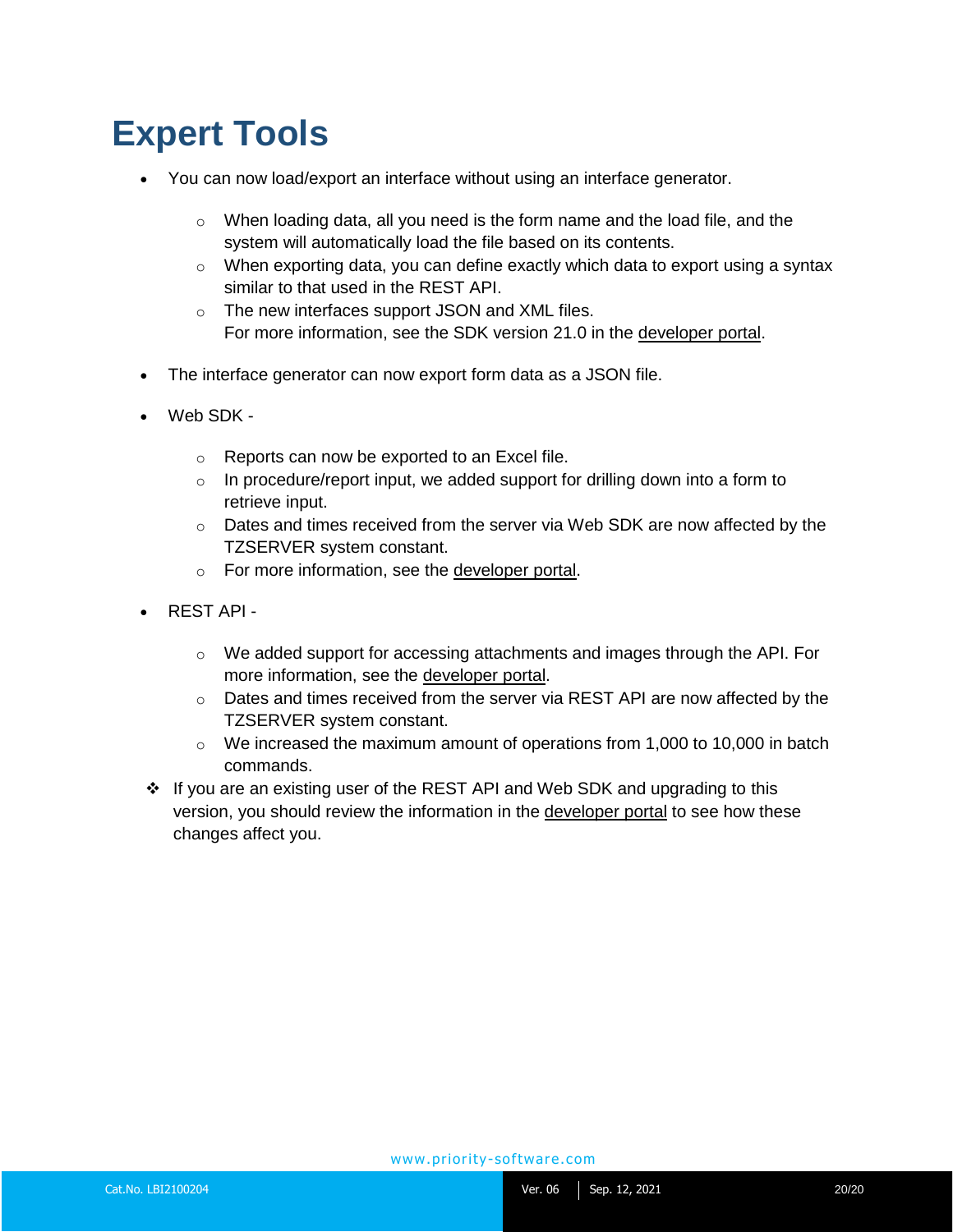# Expert Tools

- You can now load/export an interface without using an interface generator.
  - When loading data, all you need is the form name and the load file, and the system will automatically load the file based on its contents.
  - When exporting data, you can define exactly which data to export using a syntax similar to that used in the REST API.
  - The new interfaces support JSON and XML files.
    For more information, see the SDK version 21.0 in the developer portal.

- The interface generator can now export form data as a JSON file.

- Web SDK -
  - Reports can now be exported to an Excel file.
  - In procedure/report input, we added support for drilling down into a form to retrieve input.
  - Dates and times received from the server via Web SDK are now affected by the TZSERVER system constant.
  - For more information, see the developer portal.

- REST API -
  - We added support for accessing attachments and images through the API. For more information, see the developer portal.
  - Dates and times received from the server via REST API are now affected by the TZSERVER system constant.
  - We increased the maximum amount of operations from 1,000 to 10,000 in batch commands.

❖ If you are an existing user of the REST API and Web SDK and upgrading to this version, you should review the information in the developer portal to see how these changes affect you.